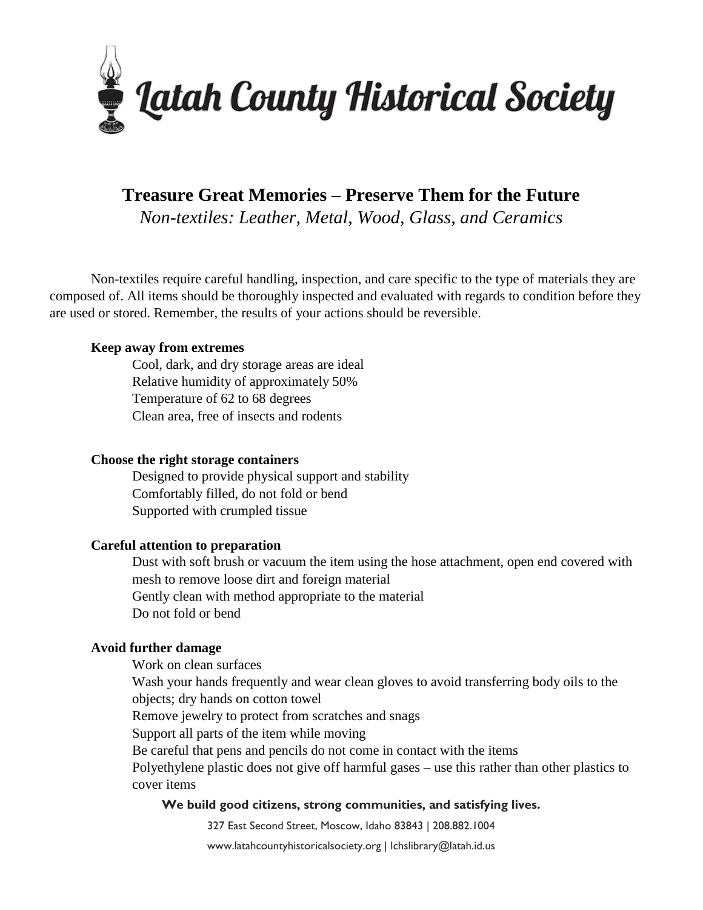# Latah County Historical Society

## Treasure Great Memories – Preserve Them for the Future

*Non-textiles: Leather, Metal, Wood, Glass, and Ceramics*

Non-textiles require careful handling, inspection, and care specific to the type of materials they are composed of. All items should be thoroughly inspected and evaluated with regards to condition before they are used or stored. Remember, the results of your actions should be reversible.

**Keep away from extremes**

- Cool, dark, and dry storage areas are ideal
- Relative humidity of approximately 50%
- Temperature of 62 to 68 degrees
- Clean area, free of insects and rodents

**Choose the right storage containers**

- Designed to provide physical support and stability
- Comfortably filled, do not fold or bend
- Supported with crumpled tissue

**Careful attention to preparation**

- Dust with soft brush or vacuum the item using the hose attachment, open end covered with mesh to remove loose dirt and foreign material
- Gently clean with method appropriate to the material
- Do not fold or bend

**Avoid further damage**

- Work on clean surfaces
- Wash your hands frequently and wear clean gloves to avoid transferring body oils to the objects; dry hands on cotton towel
- Remove jewelry to protect from scratches and snags
- Support all parts of the item while moving
- Be careful that pens and pencils do not come in contact with the items
- Polyethylene plastic does not give off harmful gases – use this rather than other plastics to cover items

**We build good citizens, strong communities, and satisfying lives.**

327 East Second Street, Moscow, Idaho 83843 | 208.882.1004

www.latahcountyhistoricalsociety.org | lchslibrary@latah.id.us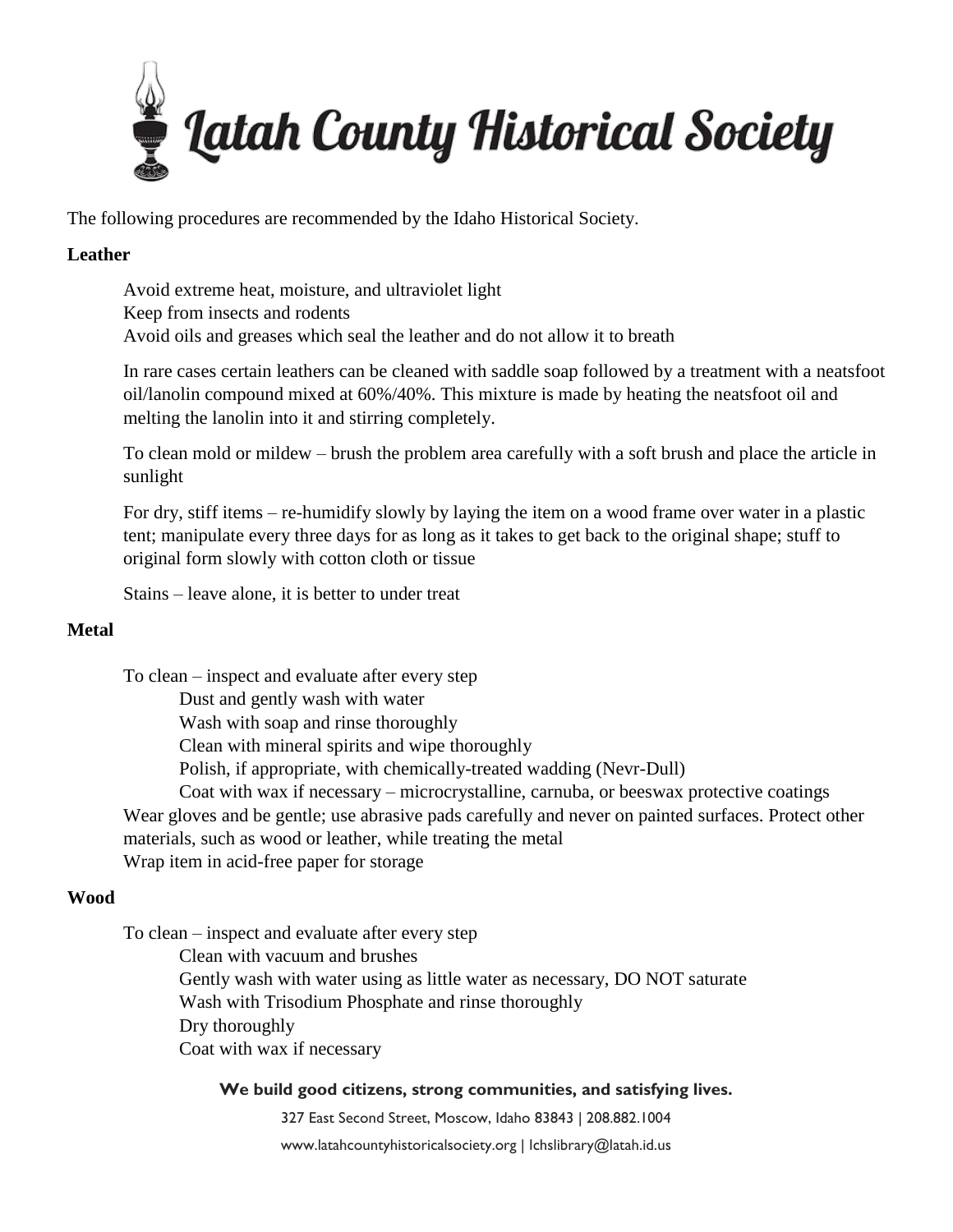The following procedures are recommended by the Idaho Historical Society.

**Leather**

Avoid extreme heat, moisture, and ultraviolet light
Keep from insects and rodents
Avoid oils and greases which seal the leather and do not allow it to breath

In rare cases certain leathers can be cleaned with saddle soap followed by a treatment with a neatsfoot oil/lanolin compound mixed at 60%/40%. This mixture is made by heating the neatsfoot oil and melting the lanolin into it and stirring completely.

To clean mold or mildew – brush the problem area carefully with a soft brush and place the article in sunlight

For dry, stiff items – re-humidify slowly by laying the item on a wood frame over water in a plastic tent; manipulate every three days for as long as it takes to get back to the original shape; stuff to original form slowly with cotton cloth or tissue

Stains – leave alone, it is better to under treat

**Metal**

To clean – inspect and evaluate after every step

- Dust and gently wash with water
- Wash with soap and rinse thoroughly
- Clean with mineral spirits and wipe thoroughly
- Polish, if appropriate, with chemically-treated wadding (Nevr-Dull)
- Coat with wax if necessary – microcrystalline, carnuba, or beeswax protective coatings

Wear gloves and be gentle; use abrasive pads carefully and never on painted surfaces. Protect other materials, such as wood or leather, while treating the metal
Wrap item in acid-free paper for storage

**Wood**

To clean – inspect and evaluate after every step

- Clean with vacuum and brushes
- Gently wash with water using as little water as necessary, DO NOT saturate
- Wash with Trisodium Phosphate and rinse thoroughly
- Dry thoroughly
- Coat with wax if necessary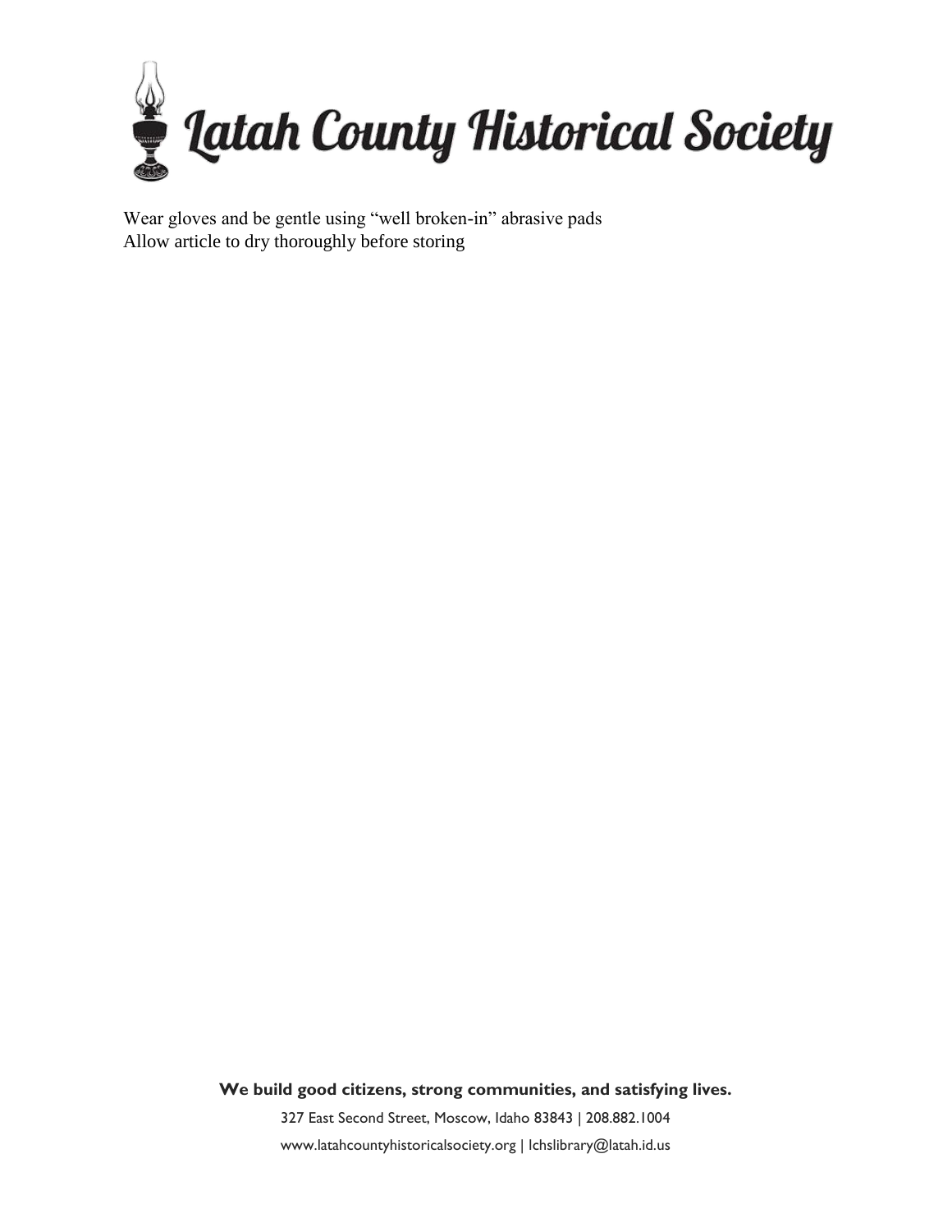Wear gloves and be gentle using "well broken-in" abrasive pads
Allow article to dry thoroughly before storing